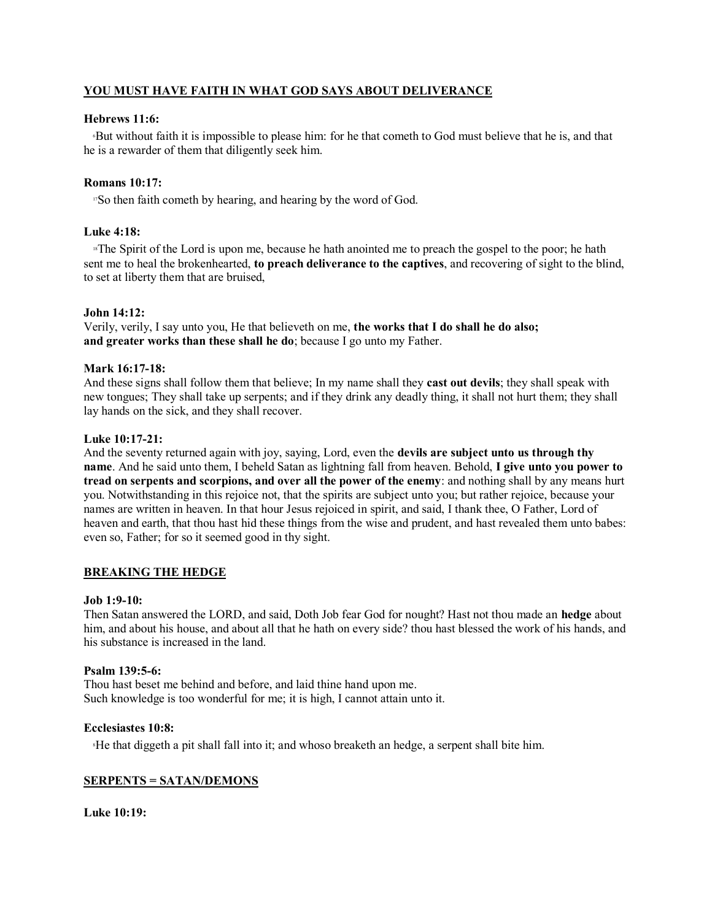## YOU MUST HAVE FAITH IN WHAT GOD SAYS ABOUT DELIVERANCE

**Hebrews 11:6:**

6But without faith it is impossible to please him: for he that cometh to God must believe that he is, and that he is a rewarder of them that diligently seek him.

**Romans 10:17:**

17So then faith cometh by hearing, and hearing by the word of God.

**Luke 4:18:**

18The Spirit of the Lord is upon me, because he hath anointed me to preach the gospel to the poor; he hath sent me to heal the brokenhearted, **to preach deliverance to the captives**, and recovering of sight to the blind, to set at liberty them that are bruised,

**John 14:12:**

Verily, verily, I say unto you, He that believeth on me, **the works that I do shall he do also; and greater works than these shall he do**; because I go unto my Father.

**Mark 16:17-18:**

And these signs shall follow them that believe; In my name shall they **cast out devils**; they shall speak with new tongues; They shall take up serpents; and if they drink any deadly thing, it shall not hurt them; they shall lay hands on the sick, and they shall recover.

**Luke 10:17-21:**

And the seventy returned again with joy, saying, Lord, even the **devils are subject unto us through thy name**. And he said unto them, I beheld Satan as lightning fall from heaven. Behold, **I give unto you power to tread on serpents and scorpions, and over all the power of the enemy**: and nothing shall by any means hurt you. Notwithstanding in this rejoice not, that the spirits are subject unto you; but rather rejoice, because your names are written in heaven. In that hour Jesus rejoiced in spirit, and said, I thank thee, O Father, Lord of heaven and earth, that thou hast hid these things from the wise and prudent, and hast revealed them unto babes: even so, Father; for so it seemed good in thy sight.

## BREAKING THE HEDGE

**Job 1:9-10:**

Then Satan answered the LORD, and said, Doth Job fear God for nought? Hast not thou made an **hedge** about him, and about his house, and about all that he hath on every side? thou hast blessed the work of his hands, and his substance is increased in the land.

**Psalm 139:5-6:**

Thou hast beset me behind and before, and laid thine hand upon me.
Such knowledge is too wonderful for me; it is high, I cannot attain unto it.

**Ecclesiastes 10:8:**

8He that diggeth a pit shall fall into it; and whoso breaketh an hedge, a serpent shall bite him.

## SERPENTS = SATAN/DEMONS

**Luke 10:19:**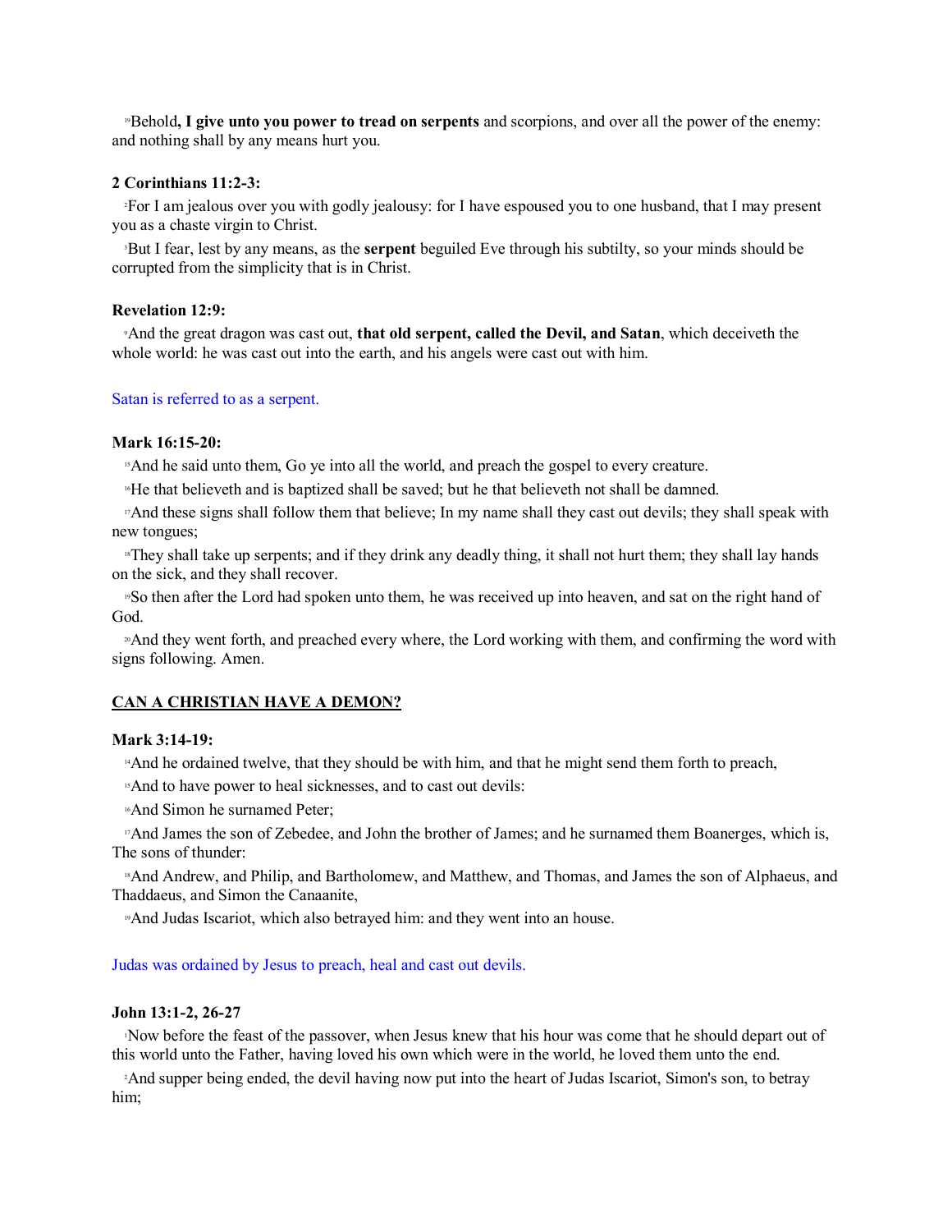[19]Behold**, I give unto you power to tread on serpents** and scorpions, and over all the power of the enemy: and nothing shall by any means hurt you.

**2 Corinthians 11:2-3:**

[2]For I am jealous over you with godly jealousy: for I have espoused you to one husband, that I may present you as a chaste virgin to Christ.

[3]But I fear, lest by any means, as the **serpent** beguiled Eve through his subtilty, so your minds should be corrupted from the simplicity that is in Christ.

**Revelation 12:9:**

[9]And the great dragon was cast out, **that old serpent, called the Devil, and Satan**, which deceiveth the whole world: he was cast out into the earth, and his angels were cast out with him.

Satan is referred to as a serpent.

**Mark 16:15-20:**

[15]And he said unto them, Go ye into all the world, and preach the gospel to every creature.

[16]He that believeth and is baptized shall be saved; but he that believeth not shall be damned.

[17]And these signs shall follow them that believe; In my name shall they cast out devils; they shall speak with new tongues;

[18]They shall take up serpents; and if they drink any deadly thing, it shall not hurt them; they shall lay hands on the sick, and they shall recover.

[19]So then after the Lord had spoken unto them, he was received up into heaven, and sat on the right hand of God.

[20]And they went forth, and preached every where, the Lord working with them, and confirming the word with signs following. Amen.

## CAN A CHRISTIAN HAVE A DEMON?

**Mark 3:14-19:**

[14]And he ordained twelve, that they should be with him, and that he might send them forth to preach,

[15]And to have power to heal sicknesses, and to cast out devils:

[16]And Simon he surnamed Peter;

[17]And James the son of Zebedee, and John the brother of James; and he surnamed them Boanerges, which is, The sons of thunder:

[18]And Andrew, and Philip, and Bartholomew, and Matthew, and Thomas, and James the son of Alphaeus, and Thaddaeus, and Simon the Canaanite,

[19]And Judas Iscariot, which also betrayed him: and they went into an house.

Judas was ordained by Jesus to preach, heal and cast out devils.

**John 13:1-2, 26-27**

[1]Now before the feast of the passover, when Jesus knew that his hour was come that he should depart out of this world unto the Father, having loved his own which were in the world, he loved them unto the end.

[2]And supper being ended, the devil having now put into the heart of Judas Iscariot, Simon's son, to betray him;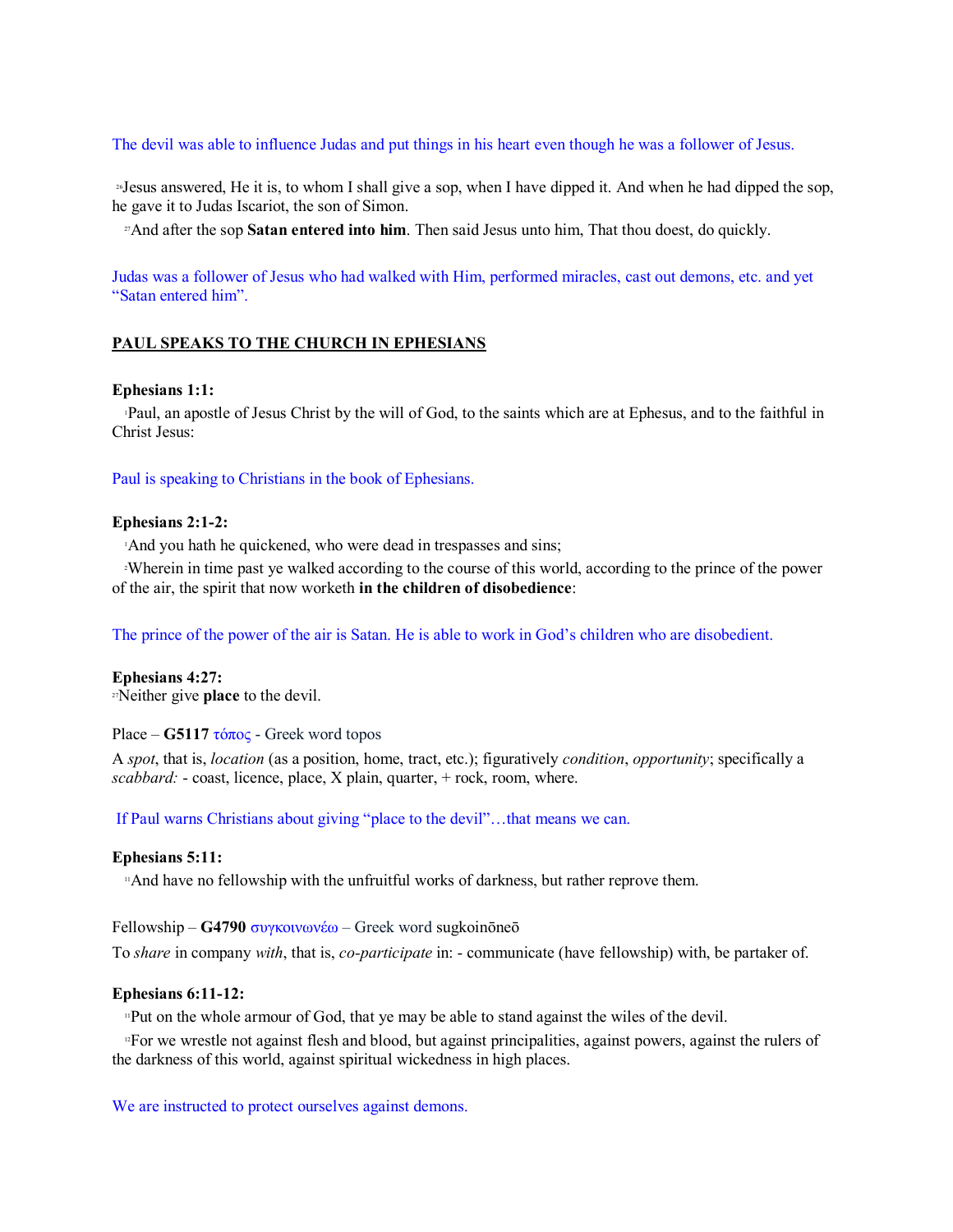The devil was able to influence Judas and put things in his heart even though he was a follower of Jesus.

[26]Jesus answered, He it is, to whom I shall give a sop, when I have dipped it. And when he had dipped the sop, he gave it to Judas Iscariot, the son of Simon.

[27]And after the sop **Satan entered into him**. Then said Jesus unto him, That thou doest, do quickly.

Judas was a follower of Jesus who had walked with Him, performed miracles, cast out demons, etc. and yet "Satan entered him".

## PAUL SPEAKS TO THE CHURCH IN EPHESIANS

**Ephesians 1:1:**

[1]Paul, an apostle of Jesus Christ by the will of God, to the saints which are at Ephesus, and to the faithful in Christ Jesus:

Paul is speaking to Christians in the book of Ephesians.

**Ephesians 2:1-2:**

[1]And you hath he quickened, who were dead in trespasses and sins;

[2]Wherein in time past ye walked according to the course of this world, according to the prince of the power of the air, the spirit that now worketh **in the children of disobedience**:

The prince of the power of the air is Satan. He is able to work in God's children who are disobedient.

**Ephesians 4:27:**

[27]Neither give **place** to the devil.

Place – **G5117** τόπος - Greek word topos

A *spot*, that is, *location* (as a position, home, tract, etc.); figuratively *condition*, *opportunity*; specifically a *scabbard:* - coast, licence, place, X plain, quarter, + rock, room, where.

If Paul warns Christians about giving "place to the devil"…that means we can.

**Ephesians 5:11:**

[11]And have no fellowship with the unfruitful works of darkness, but rather reprove them.

Fellowship – **G4790** συγκοινωνέω – Greek word sugkoinōneō

To *share* in company *with*, that is, *co-participate* in: - communicate (have fellowship) with, be partaker of.

**Ephesians 6:11-12:**

[11]Put on the whole armour of God, that ye may be able to stand against the wiles of the devil.

[12]For we wrestle not against flesh and blood, but against principalities, against powers, against the rulers of the darkness of this world, against spiritual wickedness in high places.

We are instructed to protect ourselves against demons.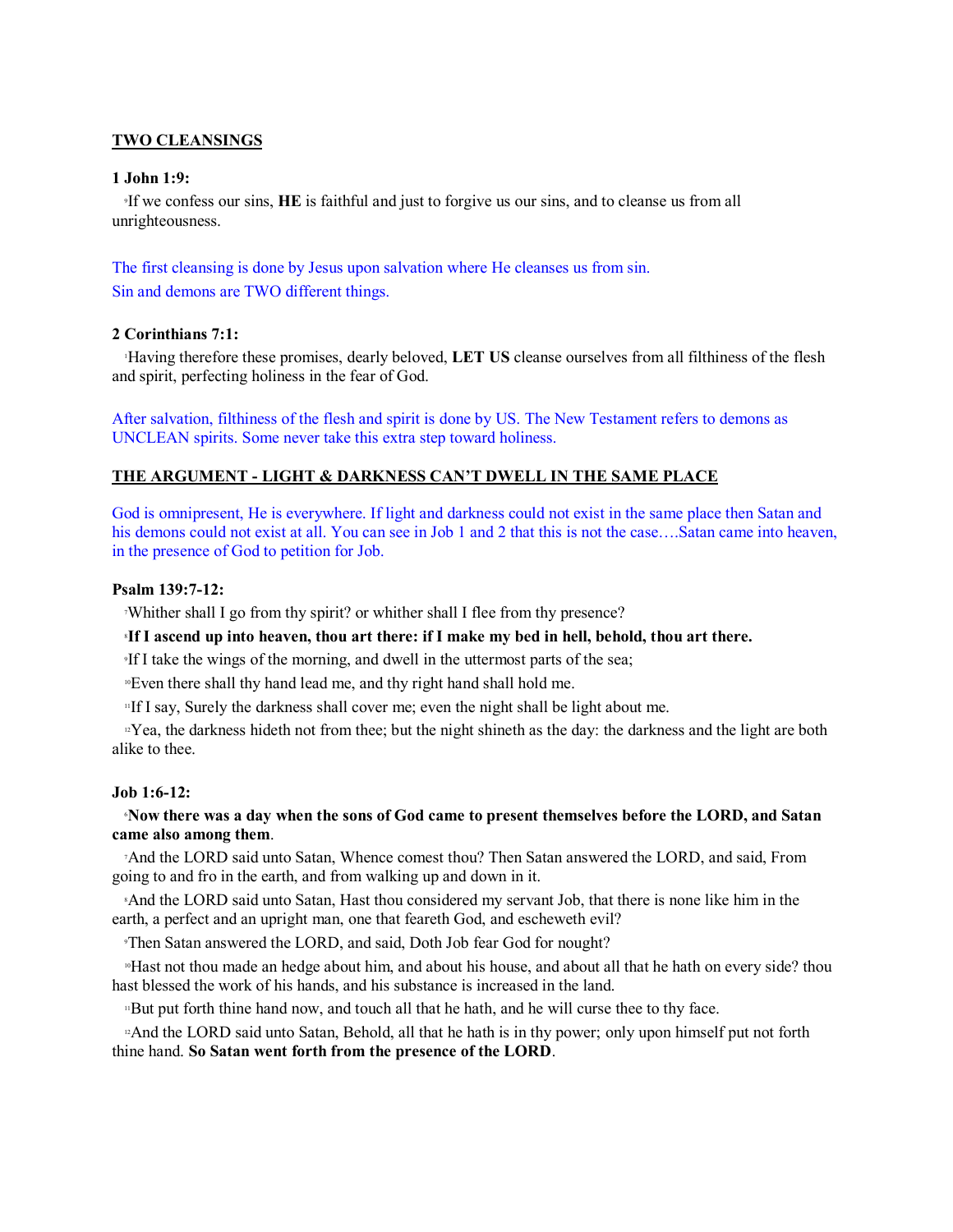**TWO CLEANSINGS**

**1 John 1:9:**

9If we confess our sins, **HE** is faithful and just to forgive us our sins, and to cleanse us from all unrighteousness.

The first cleansing is done by Jesus upon salvation where He cleanses us from sin.
Sin and demons are TWO different things.

**2 Corinthians 7:1:**

1Having therefore these promises, dearly beloved, **LET US** cleanse ourselves from all filthiness of the flesh and spirit, perfecting holiness in the fear of God.

After salvation, filthiness of the flesh and spirit is done by US. The New Testament refers to demons as UNCLEAN spirits. Some never take this extra step toward holiness.

**THE ARGUMENT - LIGHT & DARKNESS CAN'T DWELL IN THE SAME PLACE**

God is omnipresent, He is everywhere. If light and darkness could not exist in the same place then Satan and his demons could not exist at all. You can see in Job 1 and 2 that this is not the case….Satan came into heaven, in the presence of God to petition for Job.

**Psalm 139:7-12:**

7Whither shall I go from thy spirit? or whither shall I flee from thy presence?

8**If I ascend up into heaven, thou art there: if I make my bed in hell, behold, thou art there.**

9If I take the wings of the morning, and dwell in the uttermost parts of the sea;

10Even there shall thy hand lead me, and thy right hand shall hold me.

11If I say, Surely the darkness shall cover me; even the night shall be light about me.

12Yea, the darkness hideth not from thee; but the night shineth as the day: the darkness and the light are both alike to thee.

**Job 1:6-12:**

6**Now there was a day when the sons of God came to present themselves before the LORD, and Satan came also among them**.

7And the LORD said unto Satan, Whence comest thou? Then Satan answered the LORD, and said, From going to and fro in the earth, and from walking up and down in it.

8And the LORD said unto Satan, Hast thou considered my servant Job, that there is none like him in the earth, a perfect and an upright man, one that feareth God, and escheweth evil?

9Then Satan answered the LORD, and said, Doth Job fear God for nought?

10Hast not thou made an hedge about him, and about his house, and about all that he hath on every side? thou hast blessed the work of his hands, and his substance is increased in the land.

11But put forth thine hand now, and touch all that he hath, and he will curse thee to thy face.

12And the LORD said unto Satan, Behold, all that he hath is in thy power; only upon himself put not forth thine hand. **So Satan went forth from the presence of the LORD**.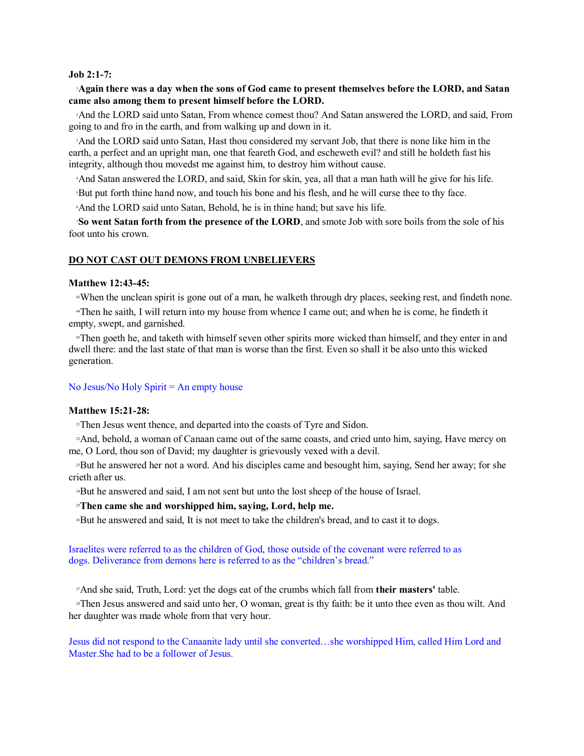**Job 2:1-7:**

[1]**Again there was a day when the sons of God came to present themselves before the LORD, and Satan came also among them to present himself before the LORD.**

[2]And the LORD said unto Satan, From whence comest thou? And Satan answered the LORD, and said, From going to and fro in the earth, and from walking up and down in it.

[3]And the LORD said unto Satan, Hast thou considered my servant Job, that there is none like him in the earth, a perfect and an upright man, one that feareth God, and escheweth evil? and still he holdeth fast his integrity, although thou movedst me against him, to destroy him without cause.

[4]And Satan answered the LORD, and said, Skin for skin, yea, all that a man hath will he give for his life.

[5]But put forth thine hand now, and touch his bone and his flesh, and he will curse thee to thy face.

[6]And the LORD said unto Satan, Behold, he is in thine hand; but save his life.

[7]**So went Satan forth from the presence of the LORD**, and smote Job with sore boils from the sole of his foot unto his crown.

**DO NOT CAST OUT DEMONS FROM UNBELIEVERS**

**Matthew 12:43-45:**

[43]When the unclean spirit is gone out of a man, he walketh through dry places, seeking rest, and findeth none.

[44]Then he saith, I will return into my house from whence I came out; and when he is come, he findeth it empty, swept, and garnished.

[45]Then goeth he, and taketh with himself seven other spirits more wicked than himself, and they enter in and dwell there: and the last state of that man is worse than the first. Even so shall it be also unto this wicked generation.

No Jesus/No Holy Spirit = An empty house

**Matthew 15:21-28:**

[21]Then Jesus went thence, and departed into the coasts of Tyre and Sidon.

[22]And, behold, a woman of Canaan came out of the same coasts, and cried unto him, saying, Have mercy on me, O Lord, thou son of David; my daughter is grievously vexed with a devil.

[23]But he answered her not a word. And his disciples came and besought him, saying, Send her away; for she crieth after us.

[24]But he answered and said, I am not sent but unto the lost sheep of the house of Israel.

[25]**Then came she and worshipped him, saying, Lord, help me.**

[26]But he answered and said, It is not meet to take the children's bread, and to cast it to dogs.

Israelites were referred to as the children of God, those outside of the covenant were referred to as dogs. Deliverance from demons here is referred to as the "children's bread."

[27]And she said, Truth, Lord: yet the dogs eat of the crumbs which fall from **their masters'** table.

[28]Then Jesus answered and said unto her, O woman, great is thy faith: be it unto thee even as thou wilt. And her daughter was made whole from that very hour.

Jesus did not respond to the Canaanite lady until she converted…she worshipped Him, called Him Lord and Master.She had to be a follower of Jesus.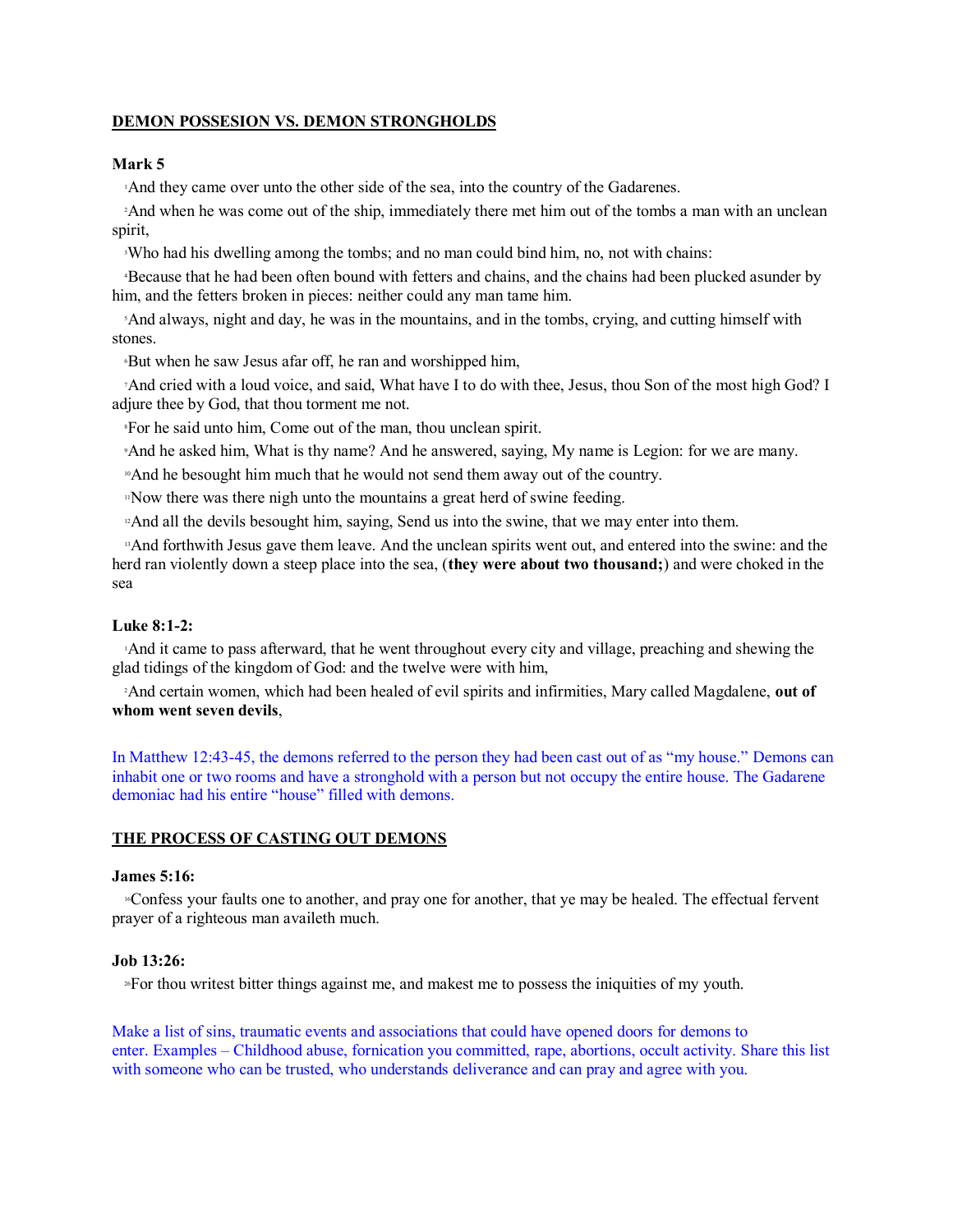**DEMON POSSESION VS. DEMON STRONGHOLDS**

**Mark 5**

1And they came over unto the other side of the sea, into the country of the Gadarenes.

2And when he was come out of the ship, immediately there met him out of the tombs a man with an unclean spirit,

3Who had his dwelling among the tombs; and no man could bind him, no, not with chains:

4Because that he had been often bound with fetters and chains, and the chains had been plucked asunder by him, and the fetters broken in pieces: neither could any man tame him.

5And always, night and day, he was in the mountains, and in the tombs, crying, and cutting himself with stones.

6But when he saw Jesus afar off, he ran and worshipped him,

7And cried with a loud voice, and said, What have I to do with thee, Jesus, thou Son of the most high God? I adjure thee by God, that thou torment me not.

8For he said unto him, Come out of the man, thou unclean spirit.

9And he asked him, What is thy name? And he answered, saying, My name is Legion: for we are many.

10And he besought him much that he would not send them away out of the country.

11Now there was there nigh unto the mountains a great herd of swine feeding.

12And all the devils besought him, saying, Send us into the swine, that we may enter into them.

13And forthwith Jesus gave them leave. And the unclean spirits went out, and entered into the swine: and the herd ran violently down a steep place into the sea, (**they were about two thousand;**) and were choked in the sea

**Luke 8:1-2:**

1And it came to pass afterward, that he went throughout every city and village, preaching and shewing the glad tidings of the kingdom of God: and the twelve were with him,

2And certain women, which had been healed of evil spirits and infirmities, Mary called Magdalene, **out of whom went seven devils**,

In Matthew 12:43-45, the demons referred to the person they had been cast out of as "my house." Demons can inhabit one or two rooms and have a stronghold with a person but not occupy the entire house. The Gadarene demoniac had his entire "house" filled with demons.

**THE PROCESS OF CASTING OUT DEMONS**

**James 5:16:**

16Confess your faults one to another, and pray one for another, that ye may be healed. The effectual fervent prayer of a righteous man availeth much.

**Job 13:26:**

26For thou writest bitter things against me, and makest me to possess the iniquities of my youth.

Make a list of sins, traumatic events and associations that could have opened doors for demons to enter. Examples – Childhood abuse, fornication you committed, rape, abortions, occult activity. Share this list with someone who can be trusted, who understands deliverance and can pray and agree with you.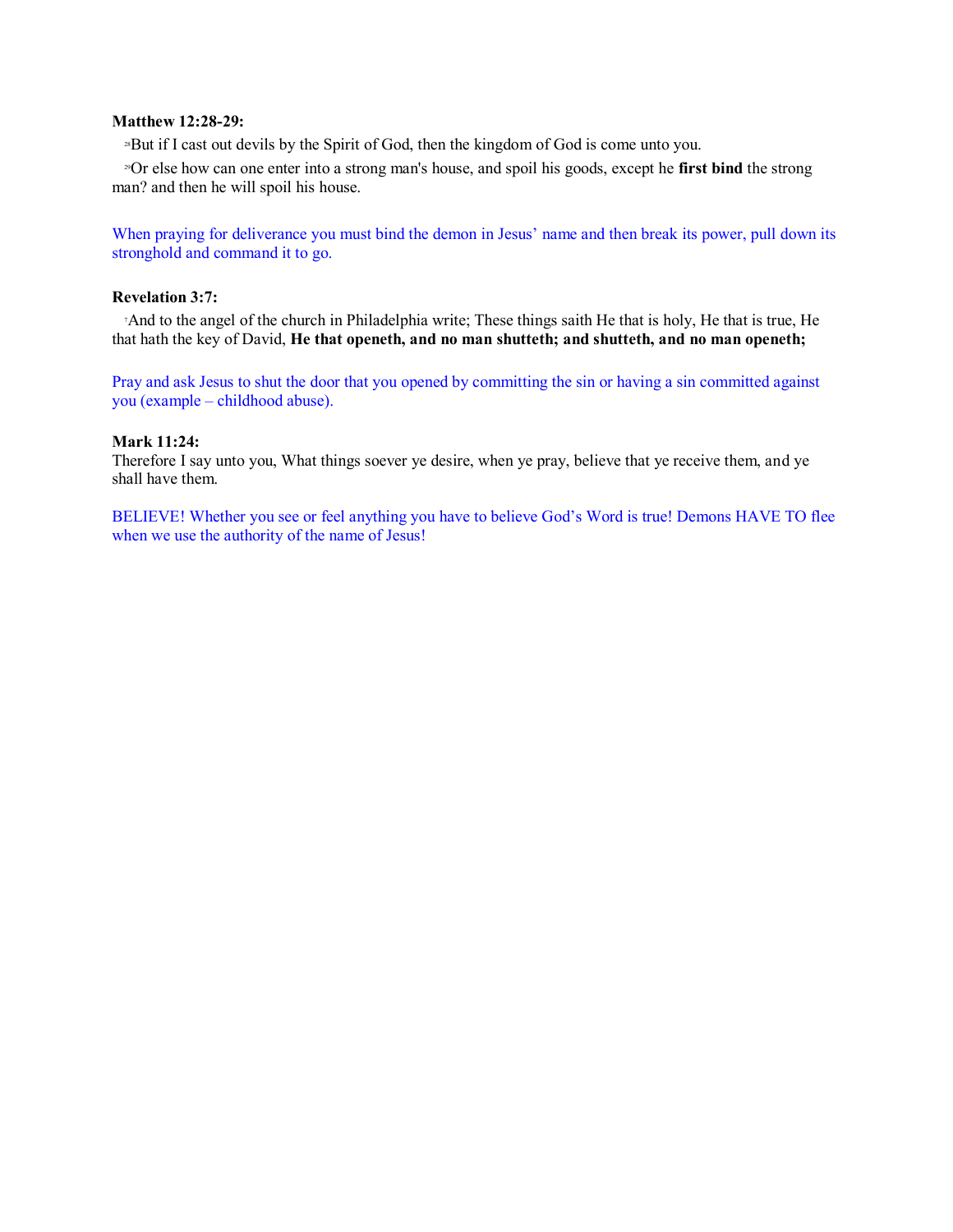**Matthew 12:28-29:**

[28]But if I cast out devils by the Spirit of God, then the kingdom of God is come unto you.

[29]Or else how can one enter into a strong man's house, and spoil his goods, except he **first bind** the strong man? and then he will spoil his house.

When praying for deliverance you must bind the demon in Jesus' name and then break its power, pull down its stronghold and command it to go.

**Revelation 3:7:**

[7]And to the angel of the church in Philadelphia write; These things saith He that is holy, He that is true, He that hath the key of David, **He that openeth, and no man shutteth; and shutteth, and no man openeth;**

Pray and ask Jesus to shut the door that you opened by committing the sin or having a sin committed against you (example – childhood abuse).

**Mark 11:24:**

Therefore I say unto you, What things soever ye desire, when ye pray, believe that ye receive them, and ye shall have them.

BELIEVE! Whether you see or feel anything you have to believe God's Word is true! Demons HAVE TO flee when we use the authority of the name of Jesus!